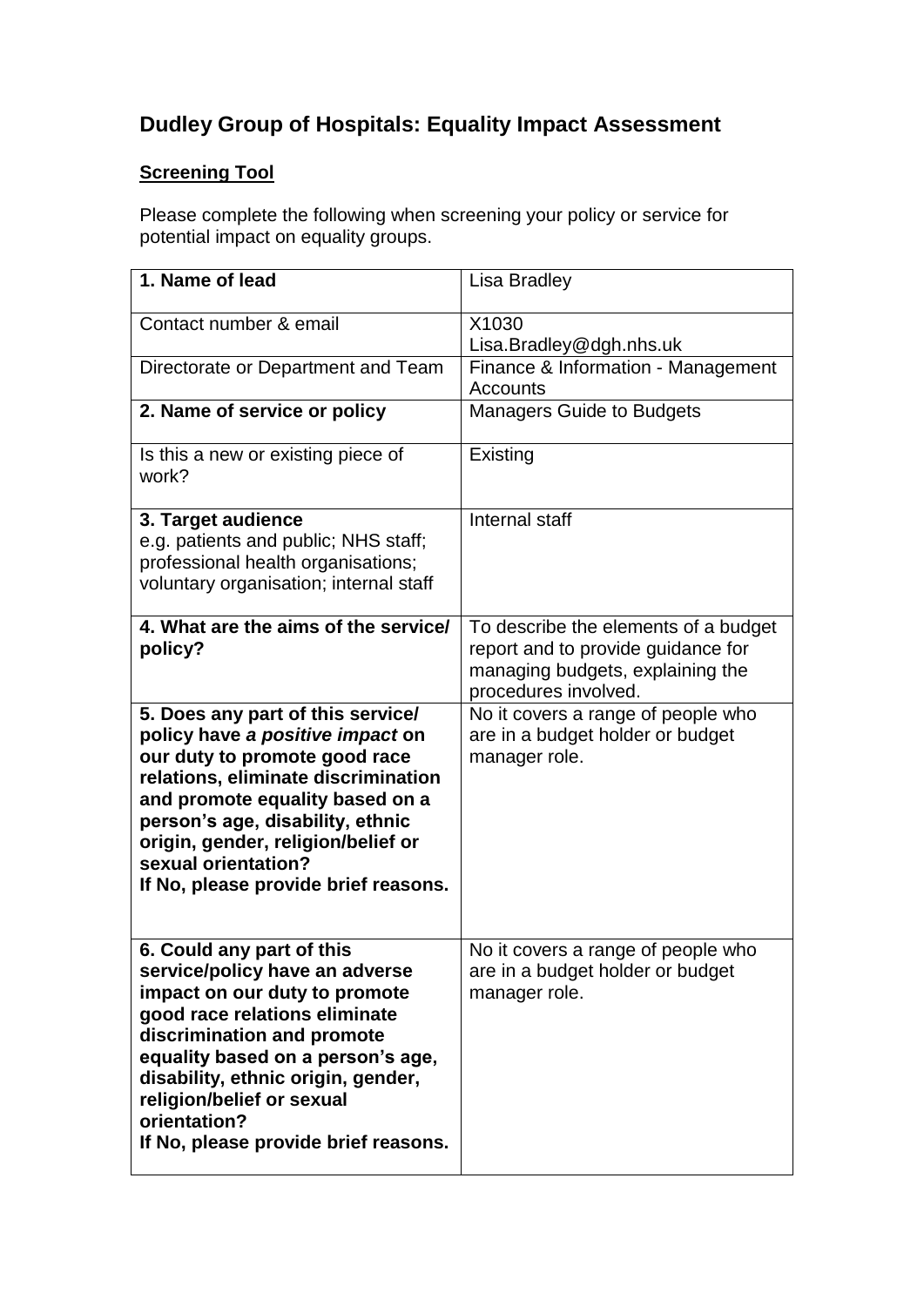# Dudley Group of Hospitals: Equality Impact Assessment

**Screening Tool**

Please complete the following when screening your policy or service for potential impact on equality groups.

| | |
|---|---|
| **1. Name of lead** | Lisa Bradley |
| Contact number & email | X1030<br>Lisa.Bradley@dgh.nhs.uk |
| Directorate or Department and Team | Finance & Information - Management Accounts |
| **2. Name of service or policy** | Managers Guide to Budgets |
| Is this a new or existing piece of work? | Existing |
| **3. Target audience**<br>e.g. patients and public; NHS staff; professional health organisations; voluntary organisation; internal staff | Internal staff |
| **4. What are the aims of the service/ policy?** | To describe the elements of a budget report and to provide guidance for managing budgets, explaining the procedures involved. |
| **5. Does any part of this service/ policy have *a positive impact* on our duty to promote good race relations, eliminate discrimination and promote equality based on a person's age, disability, ethnic origin, gender, religion/belief or sexual orientation?**<br>**If No, please provide brief reasons.** | No it covers a range of people who are in a budget holder or budget manager role. |
| **6. Could any part of this service/policy have an adverse impact on our duty to promote good race relations eliminate discrimination and promote equality based on a person's age, disability, ethnic origin, gender, religion/belief or sexual orientation?**<br>**If No, please provide brief reasons.** | No it covers a range of people who are in a budget holder or budget manager role. |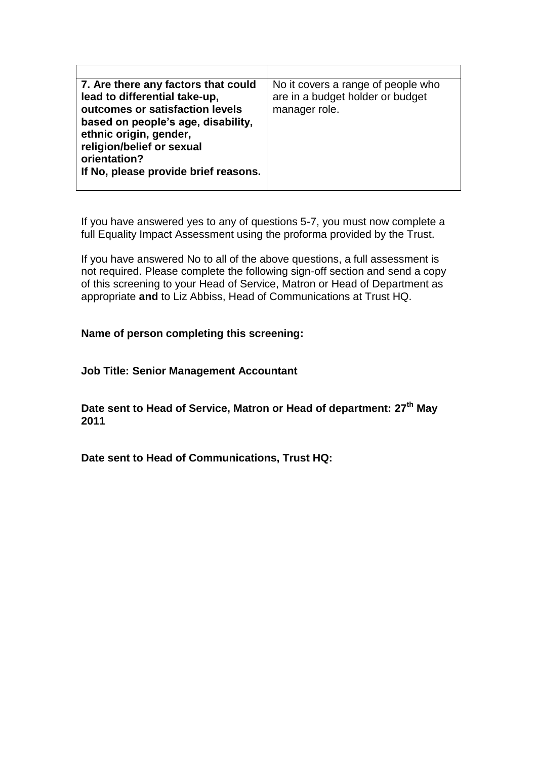| | |
|---|---|
| | |
| **7. Are there any factors that could lead to differential take-up, outcomes or satisfaction levels based on people's age, disability, ethnic origin, gender, religion/belief or sexual orientation?**<br>**If No, please provide brief reasons.** | No it covers a range of people who are in a budget holder or budget manager role. |

If you have answered yes to any of questions 5-7, you must now complete a full Equality Impact Assessment using the proforma provided by the Trust.

If you have answered No to all of the above questions, a full assessment is not required. Please complete the following sign-off section and send a copy of this screening to your Head of Service, Matron or Head of Department as appropriate **and** to Liz Abbiss, Head of Communications at Trust HQ.

**Name of person completing this screening:**

**Job Title: Senior Management Accountant**

**Date sent to Head of Service, Matron or Head of department: 27th May 2011**

**Date sent to Head of Communications, Trust HQ:**